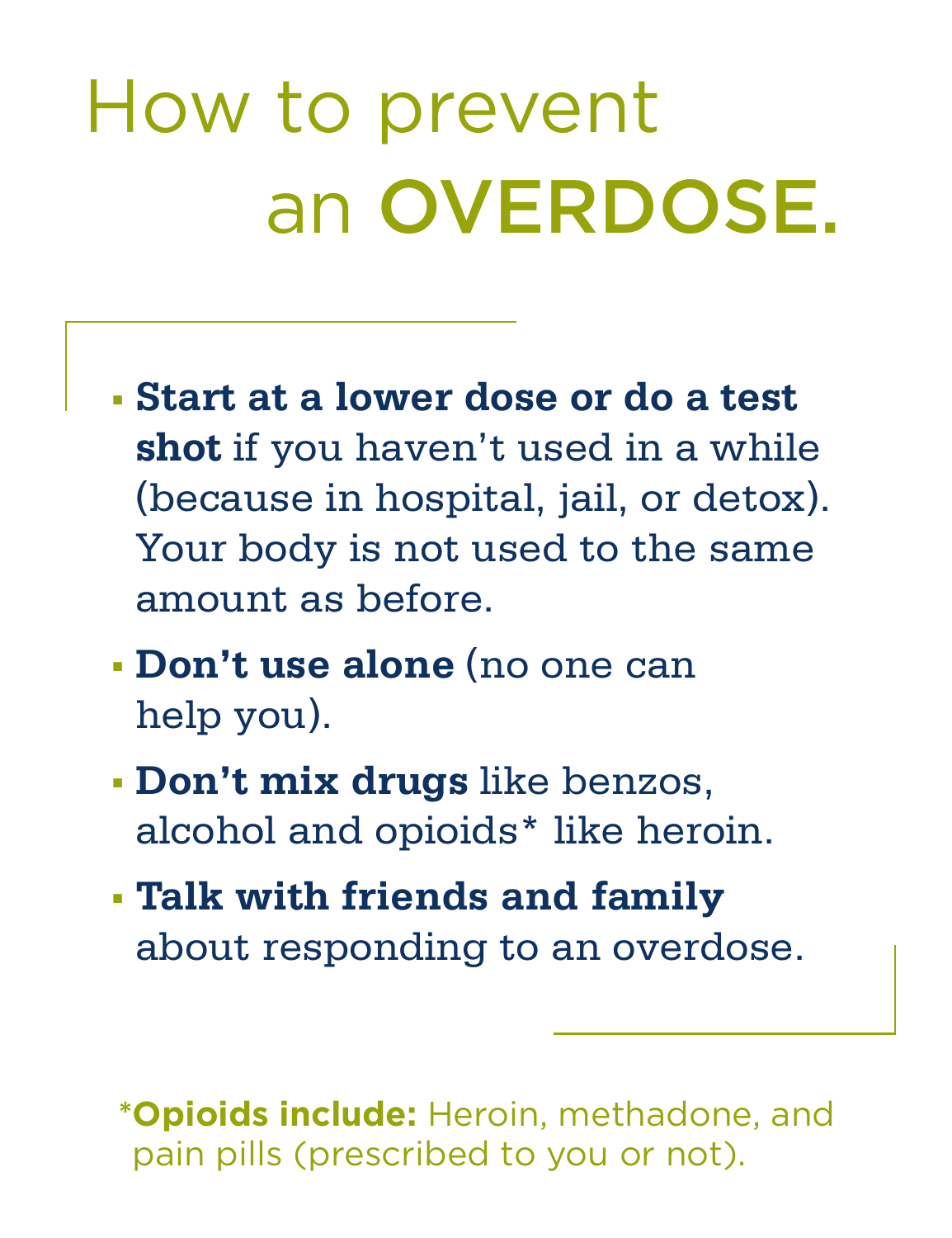# How to prevent an **OVERDOSE.**

- **Start at a lower dose or do a test shot** if you haven't used in a while (because in hospital, jail, or detox). Your body is not used to the same amount as before.
- **Don't use alone** (no one can help you).
- **Don't mix drugs** like benzos, alcohol and opioids* like heroin.
- **Talk with friends and family** about responding to an overdose.

***Opioids include:** Heroin, methadone, and pain pills (prescribed to you or not).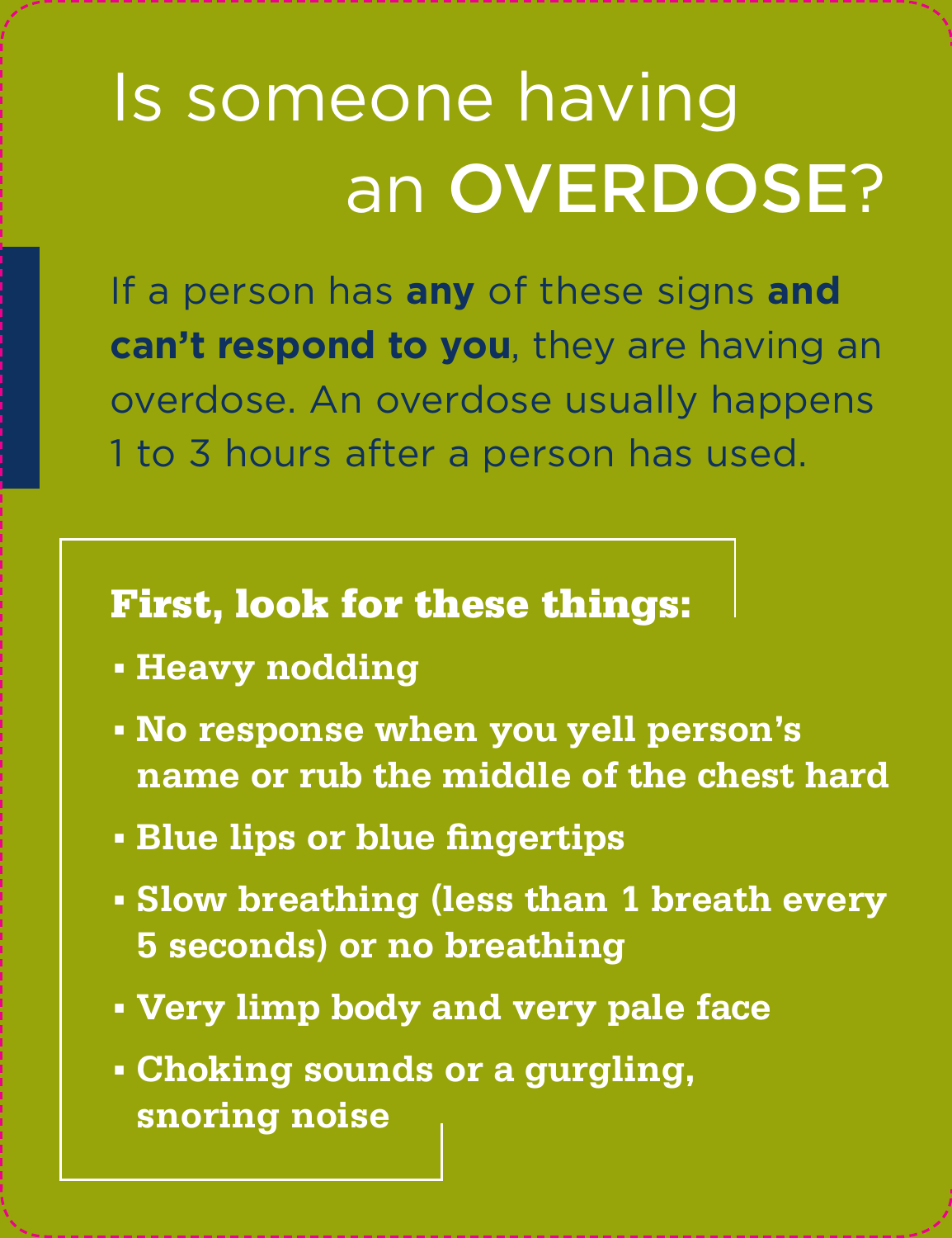# Is someone having an **OVERDOSE**?

If a person has **any** of these signs **and can't respond to you**, they are having an overdose. An overdose usually happens 1 to 3 hours after a person has used.

**First, look for these things:**

- **Heavy nodding**
- **No response when you yell person's name or rub the middle of the chest hard**
- **Blue lips or blue fingertips**
- **Slow breathing (less than 1 breath every 5 seconds) or no breathing**
- **Very limp body and very pale face**
- **Choking sounds or a gurgling, snoring noise**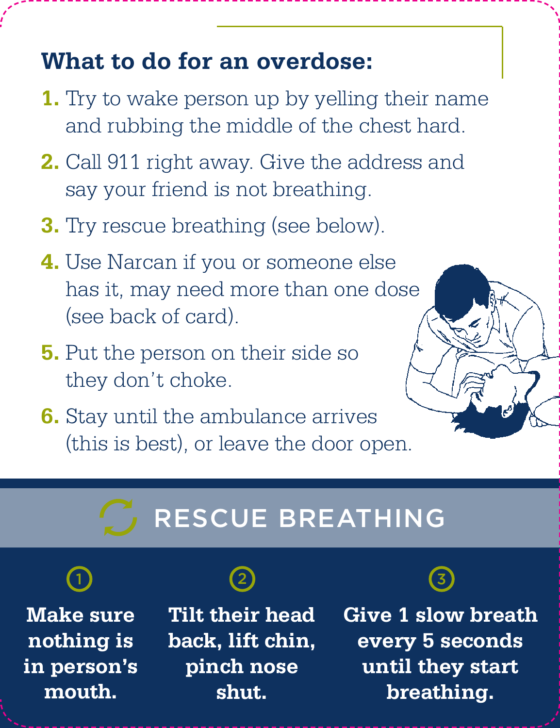## What to do for an overdose:

1. Try to wake person up by yelling their name and rubbing the middle of the chest hard.
2. Call 911 right away. Give the address and say your friend is not breathing.
3. Try rescue breathing (see below).
4. Use Narcan if you or someone else has it, may need more than one dose (see back of card).
5. Put the person on their side so they don't choke.
6. Stay until the ambulance arrives (this is best), or leave the door open.

## RESCUE BREATHING

1. **Make sure nothing is in person's mouth.**
2. **Tilt their head back, lift chin, pinch nose shut.**
3. **Give 1 slow breath every 5 seconds until they start breathing.**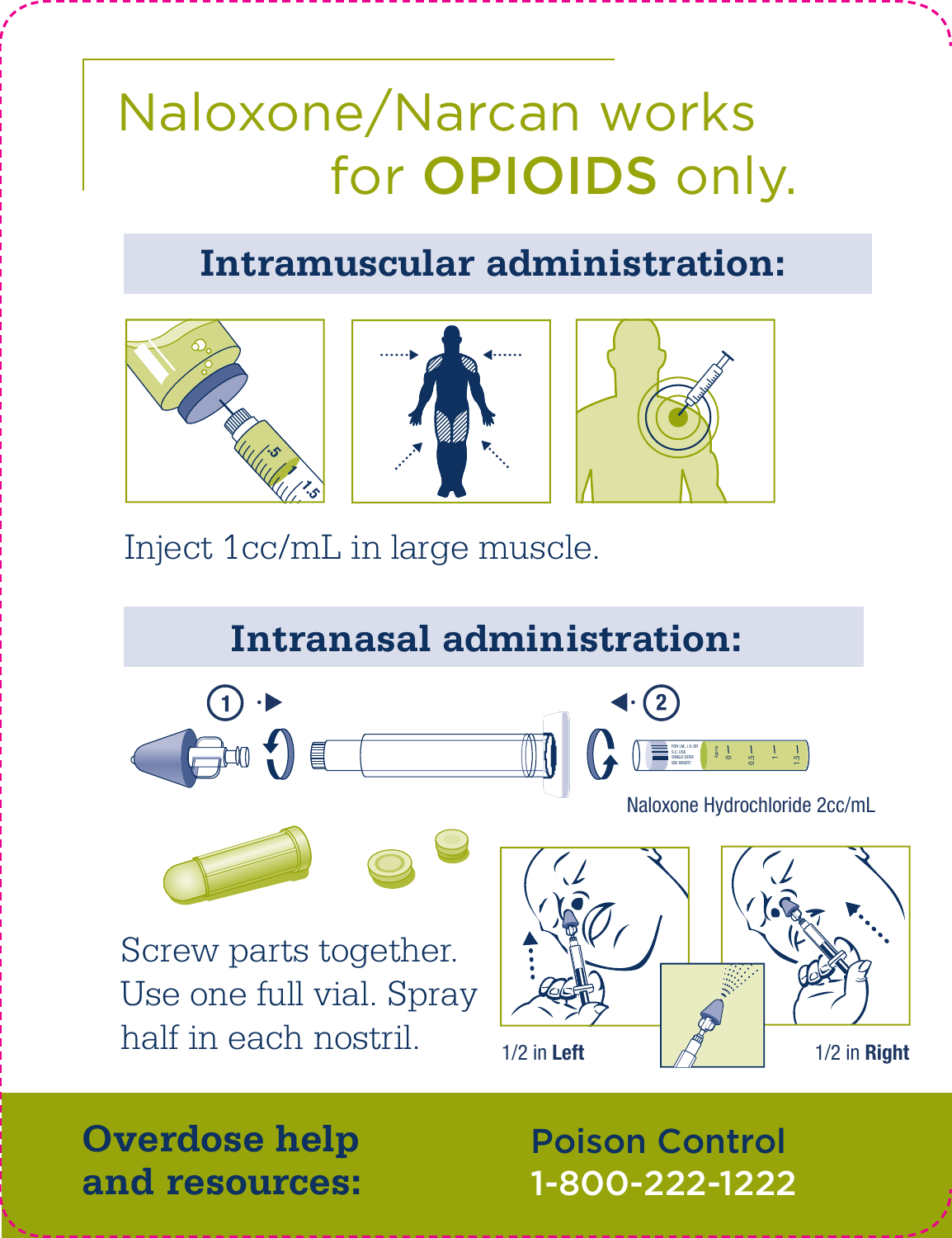# Naloxone/Narcan works for **OPIOIDS** only.

## Intramuscular administration:

Inject 1cc/mL in large muscle.

## Intranasal administration:

1

2

Naloxone Hydrochloride 2cc/mL

Screw parts together. Use one full vial. Spray half in each nostril.

1/2 in **Left**

1/2 in **Right**

**Overdose help and resources:**

Poison Control
1-800-222-1222